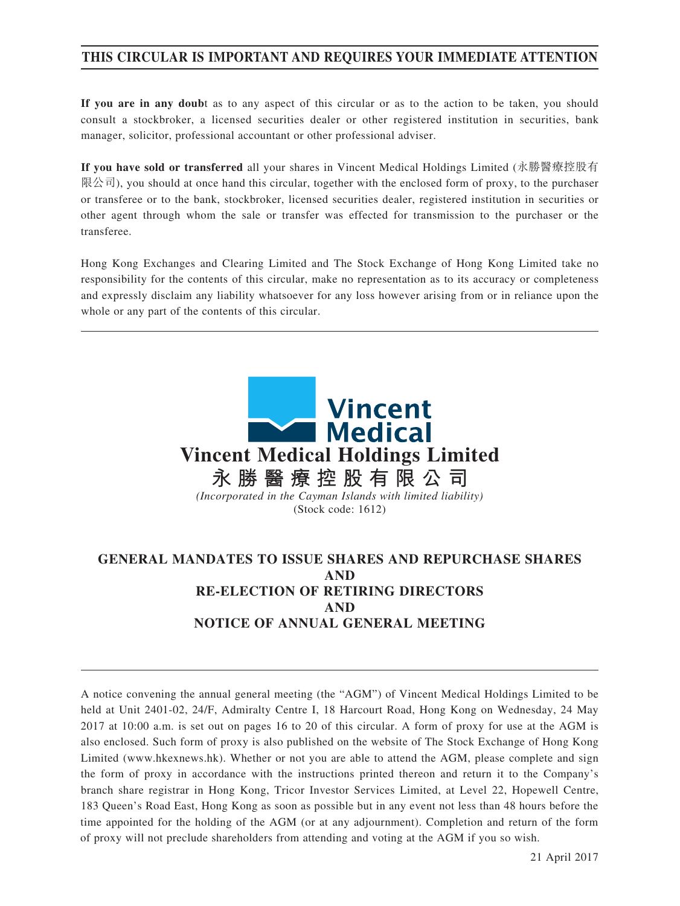# THIS CIRCULAR IS IMPORTANT AND REQUIRES YOUR IMMEDIATE ATTENTION

**If you are in any doubt** as to any aspect of this circular or as to the action to be taken, you should consult a stockbroker, a licensed securities dealer or other registered institution in securities, bank manager, solicitor, professional accountant or other professional adviser.

**If you have sold or transferred** all your shares in Vincent Medical Holdings Limited (永勝醫療控股有限公司), you should at once hand this circular, together with the enclosed form of proxy, to the purchaser or transferee or to the bank, stockbroker, licensed securities dealer, registered institution in securities or other agent through whom the sale or transfer was effected for transmission to the purchaser or the transferee.

Hong Kong Exchanges and Clearing Limited and The Stock Exchange of Hong Kong Limited take no responsibility for the contents of this circular, make no representation as to its accuracy or completeness and expressly disclaim any liability whatsoever for any loss however arising from or in reliance upon the whole or any part of the contents of this circular.

Vincent Medical

**Vincent Medical Holdings Limited**

**永勝醫療控股有限公司**

*(Incorporated in the Cayman Islands with limited liability)*

(Stock code: 1612)

## GENERAL MANDATES TO ISSUE SHARES AND REPURCHASE SHARES AND RE-ELECTION OF RETIRING DIRECTORS AND NOTICE OF ANNUAL GENERAL MEETING

A notice convening the annual general meeting (the "AGM") of Vincent Medical Holdings Limited to be held at Unit 2401-02, 24/F, Admiralty Centre I, 18 Harcourt Road, Hong Kong on Wednesday, 24 May 2017 at 10:00 a.m. is set out on pages 16 to 20 of this circular. A form of proxy for use at the AGM is also enclosed. Such form of proxy is also published on the website of The Stock Exchange of Hong Kong Limited (www.hkexnews.hk). Whether or not you are able to attend the AGM, please complete and sign the form of proxy in accordance with the instructions printed thereon and return it to the Company's branch share registrar in Hong Kong, Tricor Investor Services Limited, at Level 22, Hopewell Centre, 183 Queen's Road East, Hong Kong as soon as possible but in any event not less than 48 hours before the time appointed for the holding of the AGM (or at any adjournment). Completion and return of the form of proxy will not preclude shareholders from attending and voting at the AGM if you so wish.

21 April 2017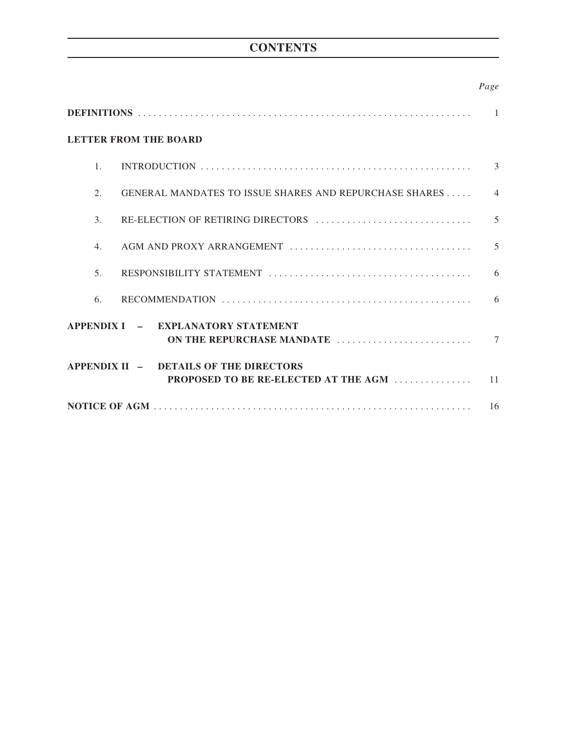# CONTENTS

| | Page |
|---|---|
| **DEFINITIONS** | 1 |
| **LETTER FROM THE BOARD** | |
| 1. INTRODUCTION | 3 |
| 2. GENERAL MANDATES TO ISSUE SHARES AND REPURCHASE SHARES | 4 |
| 3. RE-ELECTION OF RETIRING DIRECTORS | 5 |
| 4. AGM AND PROXY ARRANGEMENT | 5 |
| 5. RESPONSIBILITY STATEMENT | 6 |
| 6. RECOMMENDATION | 6 |
| **APPENDIX I – EXPLANATORY STATEMENT ON THE REPURCHASE MANDATE** | 7 |
| **APPENDIX II – DETAILS OF THE DIRECTORS PROPOSED TO BE RE-ELECTED AT THE AGM** | 11 |
| **NOTICE OF AGM** | 16 |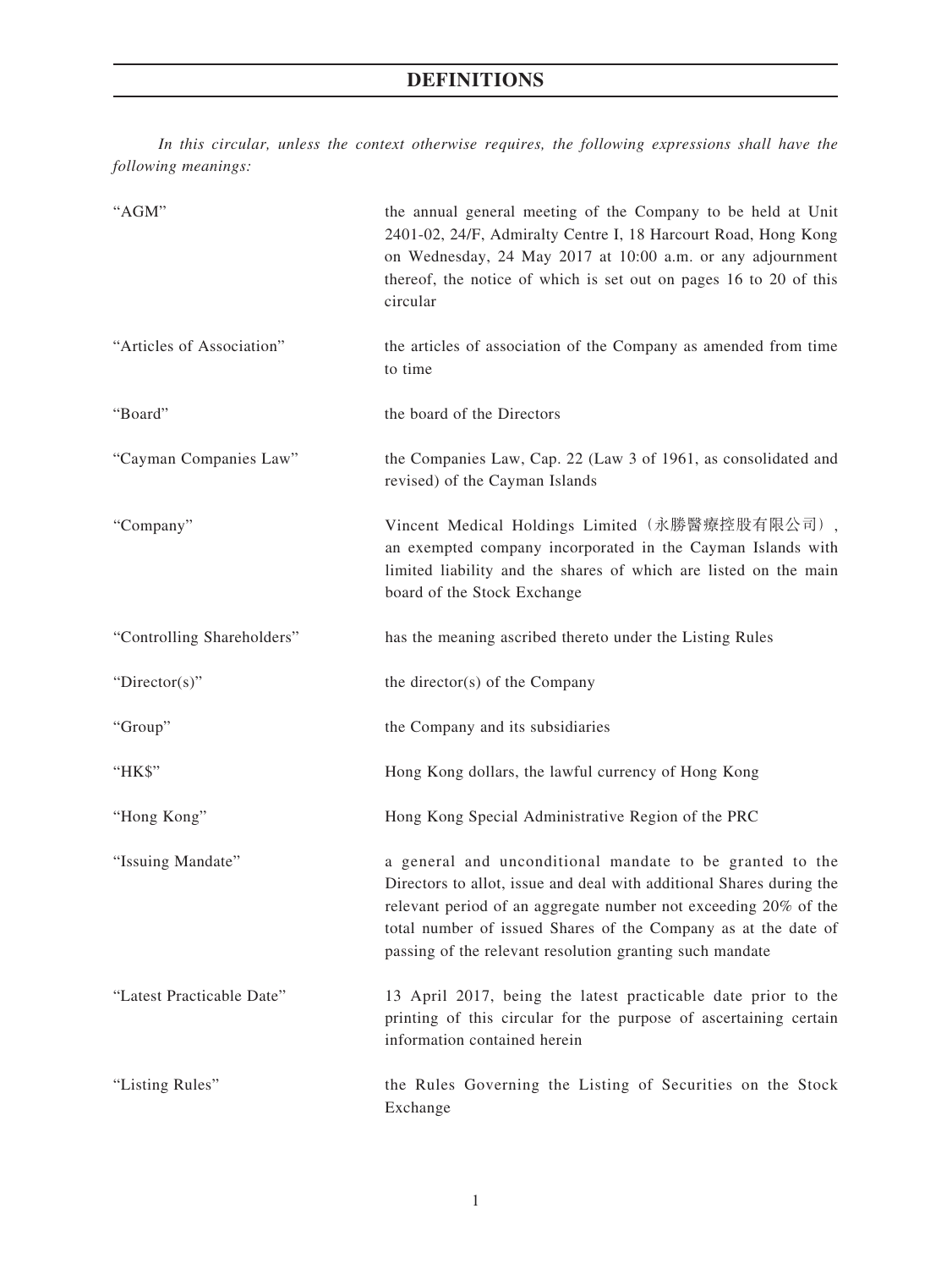# DEFINITIONS

*In this circular, unless the context otherwise requires, the following expressions shall have the following meanings:*

| | |
|---|---|
| "AGM" | the annual general meeting of the Company to be held at Unit 2401-02, 24/F, Admiralty Centre I, 18 Harcourt Road, Hong Kong on Wednesday, 24 May 2017 at 10:00 a.m. or any adjournment thereof, the notice of which is set out on pages 16 to 20 of this circular |
| "Articles of Association" | the articles of association of the Company as amended from time to time |
| "Board" | the board of the Directors |
| "Cayman Companies Law" | the Companies Law, Cap. 22 (Law 3 of 1961, as consolidated and revised) of the Cayman Islands |
| "Company" | Vincent Medical Holdings Limited（永勝醫療控股有限公司）, an exempted company incorporated in the Cayman Islands with limited liability and the shares of which are listed on the main board of the Stock Exchange |
| "Controlling Shareholders" | has the meaning ascribed thereto under the Listing Rules |
| "Director(s)" | the director(s) of the Company |
| "Group" | the Company and its subsidiaries |
| "HK$" | Hong Kong dollars, the lawful currency of Hong Kong |
| "Hong Kong" | Hong Kong Special Administrative Region of the PRC |
| "Issuing Mandate" | a general and unconditional mandate to be granted to the Directors to allot, issue and deal with additional Shares during the relevant period of an aggregate number not exceeding 20% of the total number of issued Shares of the Company as at the date of passing of the relevant resolution granting such mandate |
| "Latest Practicable Date" | 13 April 2017, being the latest practicable date prior to the printing of this circular for the purpose of ascertaining certain information contained herein |
| "Listing Rules" | the Rules Governing the Listing of Securities on the Stock Exchange |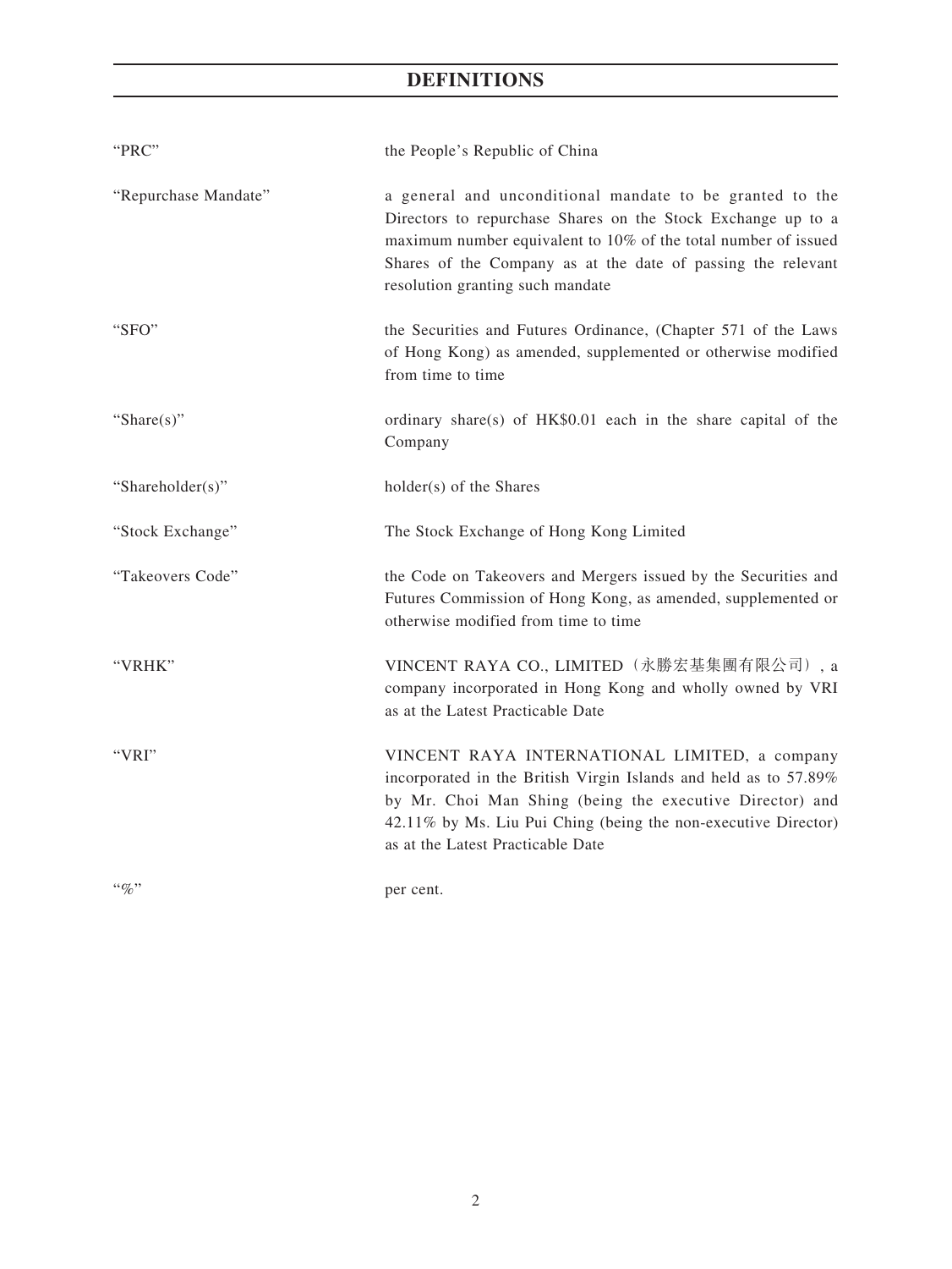# DEFINITIONS

| | |
|---|---|
| "PRC" | the People's Republic of China |
| "Repurchase Mandate" | a general and unconditional mandate to be granted to the Directors to repurchase Shares on the Stock Exchange up to a maximum number equivalent to 10% of the total number of issued Shares of the Company as at the date of passing the relevant resolution granting such mandate |
| "SFO" | the Securities and Futures Ordinance, (Chapter 571 of the Laws of Hong Kong) as amended, supplemented or otherwise modified from time to time |
| "Share(s)" | ordinary share(s) of HK$0.01 each in the share capital of the Company |
| "Shareholder(s)" | holder(s) of the Shares |
| "Stock Exchange" | The Stock Exchange of Hong Kong Limited |
| "Takeovers Code" | the Code on Takeovers and Mergers issued by the Securities and Futures Commission of Hong Kong, as amended, supplemented or otherwise modified from time to time |
| "VRHK" | VINCENT RAYA CO., LIMITED（永勝宏基集團有限公司）, a company incorporated in Hong Kong and wholly owned by VRI as at the Latest Practicable Date |
| "VRI" | VINCENT RAYA INTERNATIONAL LIMITED, a company incorporated in the British Virgin Islands and held as to 57.89% by Mr. Choi Man Shing (being the executive Director) and 42.11% by Ms. Liu Pui Ching (being the non-executive Director) as at the Latest Practicable Date |
| "%" | per cent. |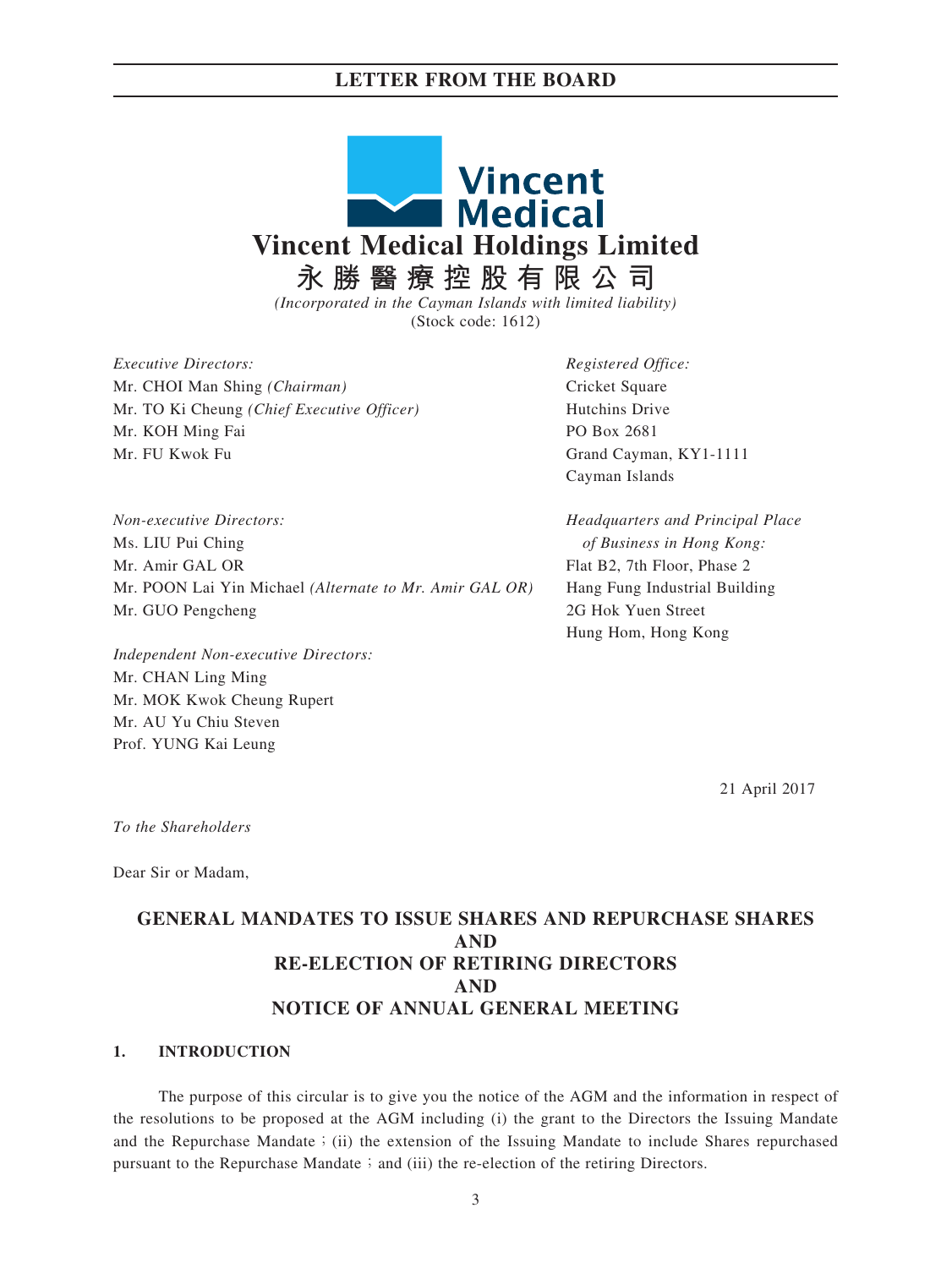# LETTER FROM THE BOARD

# Vincent Medical Holdings Limited

# 永勝醫療控股有限公司

*(Incorporated in the Cayman Islands with limited liability)*
(Stock code: 1612)

*Executive Directors:*
Mr. CHOI Man Shing *(Chairman)*
Mr. TO Ki Cheung *(Chief Executive Officer)*
Mr. KOH Ming Fai
Mr. FU Kwok Fu

*Non-executive Directors:*
Ms. LIU Pui Ching
Mr. Amir GAL OR
Mr. POON Lai Yin Michael *(Alternate to Mr. Amir GAL OR)*
Mr. GUO Pengcheng

*Independent Non-executive Directors:*
Mr. CHAN Ling Ming
Mr. MOK Kwok Cheung Rupert
Mr. AU Yu Chiu Steven
Prof. YUNG Kai Leung

*Registered Office:*
Cricket Square
Hutchins Drive
PO Box 2681
Grand Cayman, KY1-1111
Cayman Islands

*Headquarters and Principal Place of Business in Hong Kong:*
Flat B2, 7th Floor, Phase 2
Hang Fung Industrial Building
2G Hok Yuen Street
Hung Hom, Hong Kong

21 April 2017

*To the Shareholders*

Dear Sir or Madam,

## GENERAL MANDATES TO ISSUE SHARES AND REPURCHASE SHARES AND RE-ELECTION OF RETIRING DIRECTORS AND NOTICE OF ANNUAL GENERAL MEETING

### 1. INTRODUCTION

The purpose of this circular is to give you the notice of the AGM and the information in respect of the resolutions to be proposed at the AGM including (i) the grant to the Directors the Issuing Mandate and the Repurchase Mandate；(ii) the extension of the Issuing Mandate to include Shares repurchased pursuant to the Repurchase Mandate；and (iii) the re-election of the retiring Directors.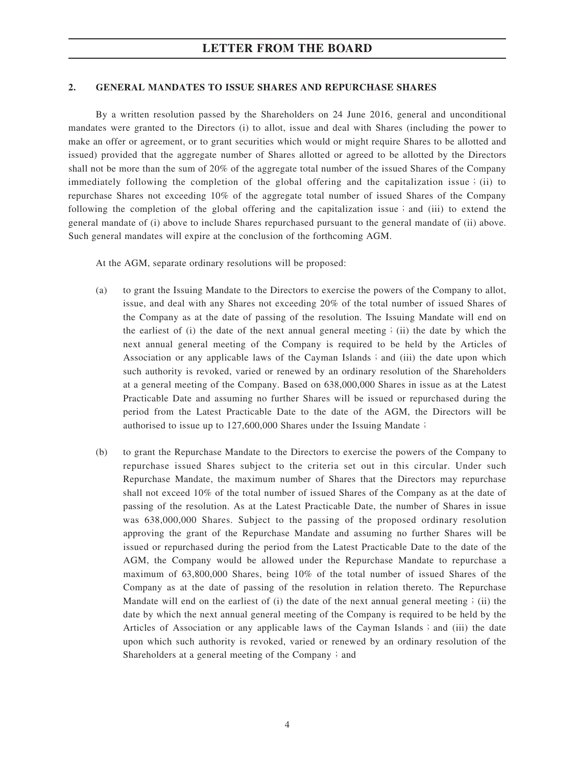## 2. GENERAL MANDATES TO ISSUE SHARES AND REPURCHASE SHARES

By a written resolution passed by the Shareholders on 24 June 2016, general and unconditional mandates were granted to the Directors (i) to allot, issue and deal with Shares (including the power to make an offer or agreement, or to grant securities which would or might require Shares to be allotted and issued) provided that the aggregate number of Shares allotted or agreed to be allotted by the Directors shall not be more than the sum of 20% of the aggregate total number of the issued Shares of the Company immediately following the completion of the global offering and the capitalization issue; (ii) to repurchase Shares not exceeding 10% of the aggregate total number of issued Shares of the Company following the completion of the global offering and the capitalization issue; and (iii) to extend the general mandate of (i) above to include Shares repurchased pursuant to the general mandate of (ii) above. Such general mandates will expire at the conclusion of the forthcoming AGM.

At the AGM, separate ordinary resolutions will be proposed:

(a) to grant the Issuing Mandate to the Directors to exercise the powers of the Company to allot, issue, and deal with any Shares not exceeding 20% of the total number of issued Shares of the Company as at the date of passing of the resolution. The Issuing Mandate will end on the earliest of (i) the date of the next annual general meeting; (ii) the date by which the next annual general meeting of the Company is required to be held by the Articles of Association or any applicable laws of the Cayman Islands; and (iii) the date upon which such authority is revoked, varied or renewed by an ordinary resolution of the Shareholders at a general meeting of the Company. Based on 638,000,000 Shares in issue as at the Latest Practicable Date and assuming no further Shares will be issued or repurchased during the period from the Latest Practicable Date to the date of the AGM, the Directors will be authorised to issue up to 127,600,000 Shares under the Issuing Mandate;

(b) to grant the Repurchase Mandate to the Directors to exercise the powers of the Company to repurchase issued Shares subject to the criteria set out in this circular. Under such Repurchase Mandate, the maximum number of Shares that the Directors may repurchase shall not exceed 10% of the total number of issued Shares of the Company as at the date of passing of the resolution. As at the Latest Practicable Date, the number of Shares in issue was 638,000,000 Shares. Subject to the passing of the proposed ordinary resolution approving the grant of the Repurchase Mandate and assuming no further Shares will be issued or repurchased during the period from the Latest Practicable Date to the date of the AGM, the Company would be allowed under the Repurchase Mandate to repurchase a maximum of 63,800,000 Shares, being 10% of the total number of issued Shares of the Company as at the date of passing of the resolution in relation thereto. The Repurchase Mandate will end on the earliest of (i) the date of the next annual general meeting; (ii) the date by which the next annual general meeting of the Company is required to be held by the Articles of Association or any applicable laws of the Cayman Islands; and (iii) the date upon which such authority is revoked, varied or renewed by an ordinary resolution of the Shareholders at a general meeting of the Company; and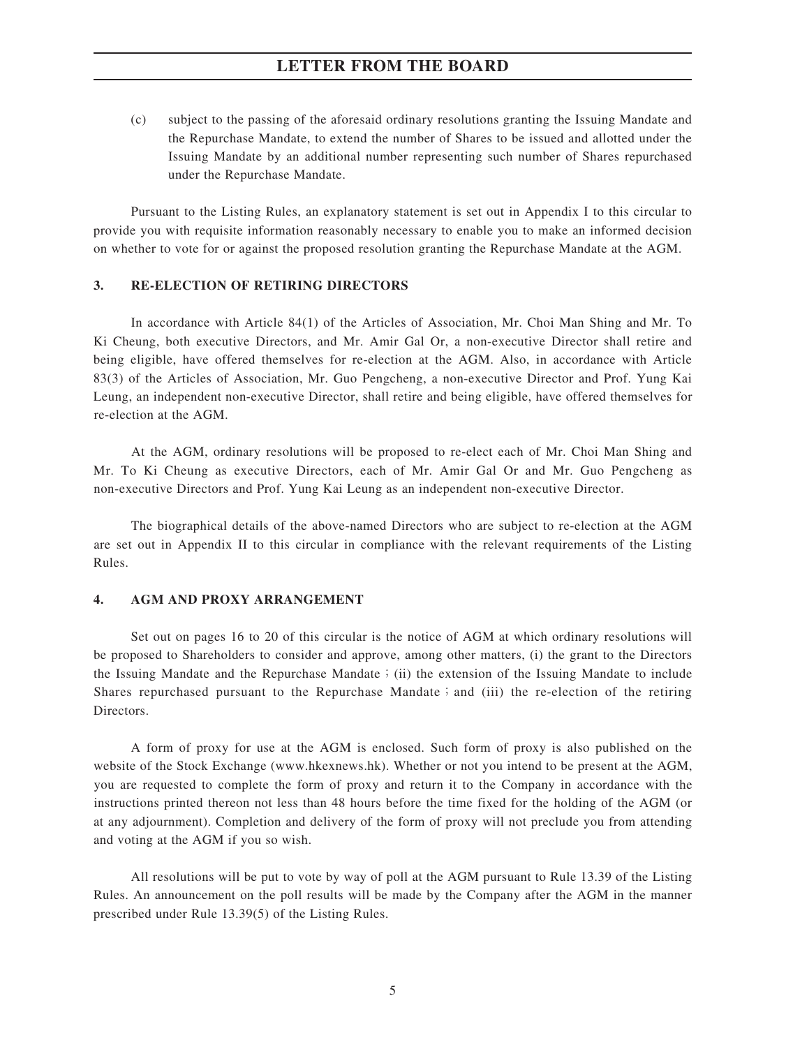(c) subject to the passing of the aforesaid ordinary resolutions granting the Issuing Mandate and the Repurchase Mandate, to extend the number of Shares to be issued and allotted under the Issuing Mandate by an additional number representing such number of Shares repurchased under the Repurchase Mandate.

Pursuant to the Listing Rules, an explanatory statement is set out in Appendix I to this circular to provide you with requisite information reasonably necessary to enable you to make an informed decision on whether to vote for or against the proposed resolution granting the Repurchase Mandate at the AGM.

## 3. RE-ELECTION OF RETIRING DIRECTORS

In accordance with Article 84(1) of the Articles of Association, Mr. Choi Man Shing and Mr. To Ki Cheung, both executive Directors, and Mr. Amir Gal Or, a non-executive Director shall retire and being eligible, have offered themselves for re-election at the AGM. Also, in accordance with Article 83(3) of the Articles of Association, Mr. Guo Pengcheng, a non-executive Director and Prof. Yung Kai Leung, an independent non-executive Director, shall retire and being eligible, have offered themselves for re-election at the AGM.

At the AGM, ordinary resolutions will be proposed to re-elect each of Mr. Choi Man Shing and Mr. To Ki Cheung as executive Directors, each of Mr. Amir Gal Or and Mr. Guo Pengcheng as non-executive Directors and Prof. Yung Kai Leung as an independent non-executive Director.

The biographical details of the above-named Directors who are subject to re-election at the AGM are set out in Appendix II to this circular in compliance with the relevant requirements of the Listing Rules.

## 4. AGM AND PROXY ARRANGEMENT

Set out on pages 16 to 20 of this circular is the notice of AGM at which ordinary resolutions will be proposed to Shareholders to consider and approve, among other matters, (i) the grant to the Directors the Issuing Mandate and the Repurchase Mandate；(ii) the extension of the Issuing Mandate to include Shares repurchased pursuant to the Repurchase Mandate；and (iii) the re-election of the retiring Directors.

A form of proxy for use at the AGM is enclosed. Such form of proxy is also published on the website of the Stock Exchange (www.hkexnews.hk). Whether or not you intend to be present at the AGM, you are requested to complete the form of proxy and return it to the Company in accordance with the instructions printed thereon not less than 48 hours before the time fixed for the holding of the AGM (or at any adjournment). Completion and delivery of the form of proxy will not preclude you from attending and voting at the AGM if you so wish.

All resolutions will be put to vote by way of poll at the AGM pursuant to Rule 13.39 of the Listing Rules. An announcement on the poll results will be made by the Company after the AGM in the manner prescribed under Rule 13.39(5) of the Listing Rules.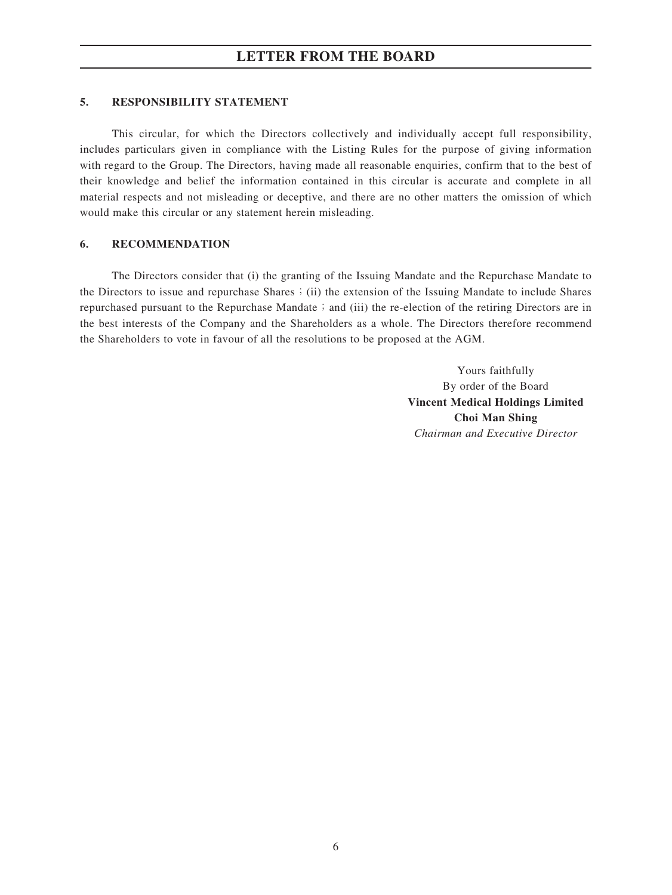## 5. RESPONSIBILITY STATEMENT

This circular, for which the Directors collectively and individually accept full responsibility, includes particulars given in compliance with the Listing Rules for the purpose of giving information with regard to the Group. The Directors, having made all reasonable enquiries, confirm that to the best of their knowledge and belief the information contained in this circular is accurate and complete in all material respects and not misleading or deceptive, and there are no other matters the omission of which would make this circular or any statement herein misleading.

## 6. RECOMMENDATION

The Directors consider that (i) the granting of the Issuing Mandate and the Repurchase Mandate to the Directors to issue and repurchase Shares；(ii) the extension of the Issuing Mandate to include Shares repurchased pursuant to the Repurchase Mandate；and (iii) the re-election of the retiring Directors are in the best interests of the Company and the Shareholders as a whole. The Directors therefore recommend the Shareholders to vote in favour of all the resolutions to be proposed at the AGM.

Yours faithfully
By order of the Board
**Vincent Medical Holdings Limited**
**Choi Man Shing**
*Chairman and Executive Director*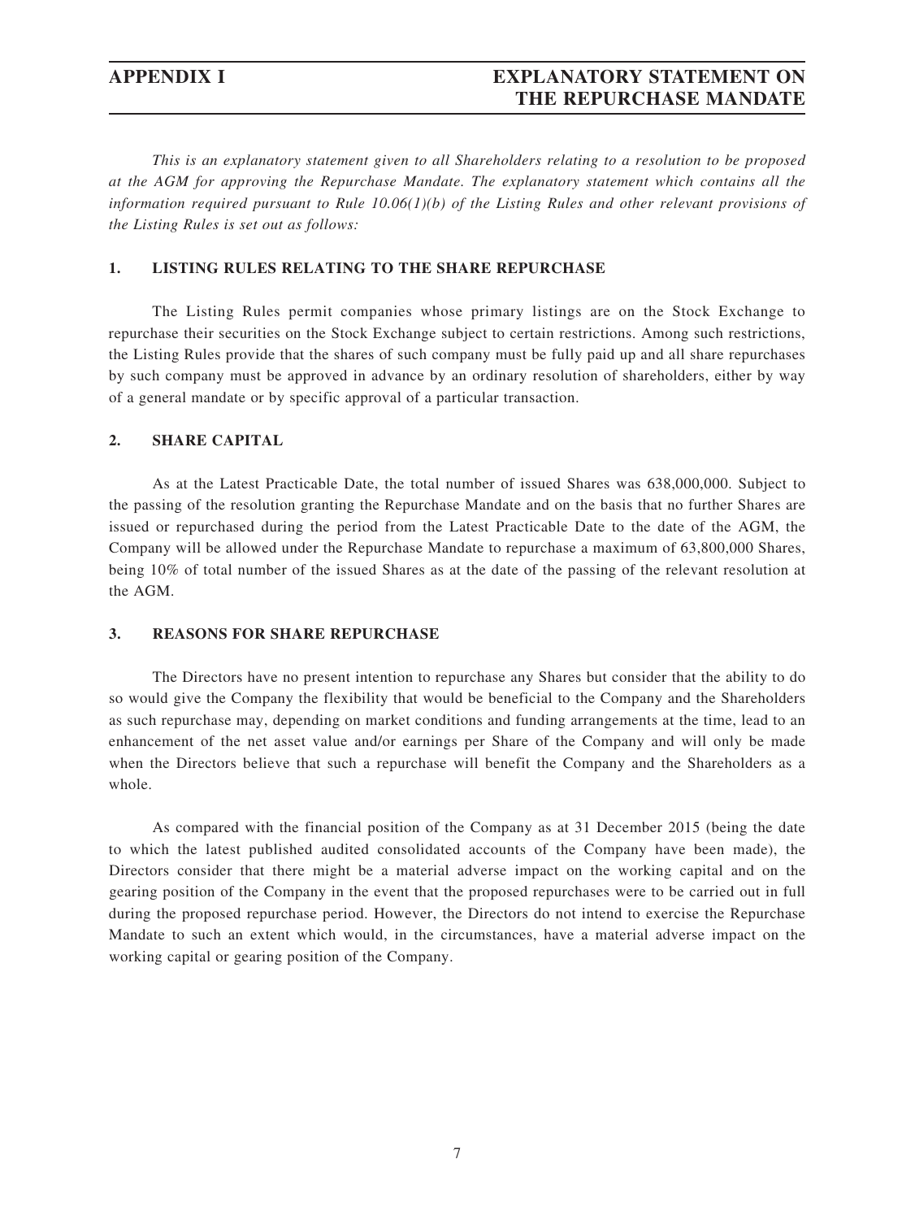# APPENDIX I — EXPLANATORY STATEMENT ON THE REPURCHASE MANDATE

*This is an explanatory statement given to all Shareholders relating to a resolution to be proposed at the AGM for approving the Repurchase Mandate. The explanatory statement which contains all the information required pursuant to Rule 10.06(1)(b) of the Listing Rules and other relevant provisions of the Listing Rules is set out as follows:*

## 1. LISTING RULES RELATING TO THE SHARE REPURCHASE

The Listing Rules permit companies whose primary listings are on the Stock Exchange to repurchase their securities on the Stock Exchange subject to certain restrictions. Among such restrictions, the Listing Rules provide that the shares of such company must be fully paid up and all share repurchases by such company must be approved in advance by an ordinary resolution of shareholders, either by way of a general mandate or by specific approval of a particular transaction.

## 2. SHARE CAPITAL

As at the Latest Practicable Date, the total number of issued Shares was 638,000,000. Subject to the passing of the resolution granting the Repurchase Mandate and on the basis that no further Shares are issued or repurchased during the period from the Latest Practicable Date to the date of the AGM, the Company will be allowed under the Repurchase Mandate to repurchase a maximum of 63,800,000 Shares, being 10% of total number of the issued Shares as at the date of the passing of the relevant resolution at the AGM.

## 3. REASONS FOR SHARE REPURCHASE

The Directors have no present intention to repurchase any Shares but consider that the ability to do so would give the Company the flexibility that would be beneficial to the Company and the Shareholders as such repurchase may, depending on market conditions and funding arrangements at the time, lead to an enhancement of the net asset value and/or earnings per Share of the Company and will only be made when the Directors believe that such a repurchase will benefit the Company and the Shareholders as a whole.

As compared with the financial position of the Company as at 31 December 2015 (being the date to which the latest published audited consolidated accounts of the Company have been made), the Directors consider that there might be a material adverse impact on the working capital and on the gearing position of the Company in the event that the proposed repurchases were to be carried out in full during the proposed repurchase period. However, the Directors do not intend to exercise the Repurchase Mandate to such an extent which would, in the circumstances, have a material adverse impact on the working capital or gearing position of the Company.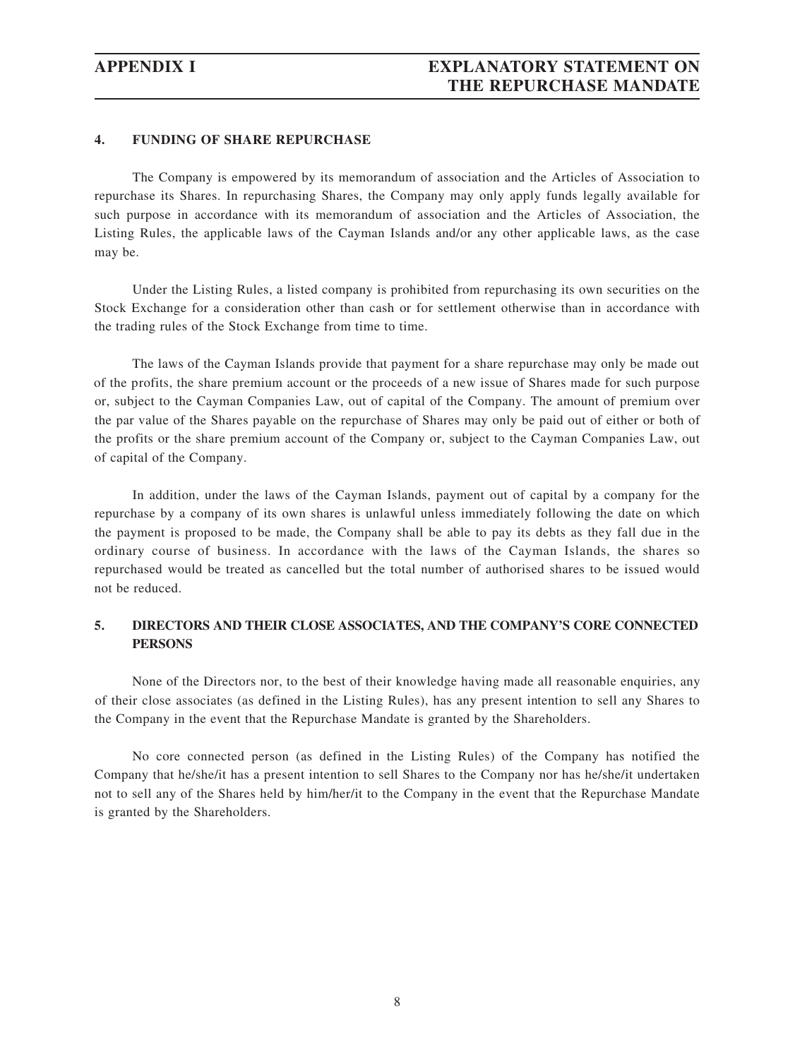## 4. FUNDING OF SHARE REPURCHASE

The Company is empowered by its memorandum of association and the Articles of Association to repurchase its Shares. In repurchasing Shares, the Company may only apply funds legally available for such purpose in accordance with its memorandum of association and the Articles of Association, the Listing Rules, the applicable laws of the Cayman Islands and/or any other applicable laws, as the case may be.

Under the Listing Rules, a listed company is prohibited from repurchasing its own securities on the Stock Exchange for a consideration other than cash or for settlement otherwise than in accordance with the trading rules of the Stock Exchange from time to time.

The laws of the Cayman Islands provide that payment for a share repurchase may only be made out of the profits, the share premium account or the proceeds of a new issue of Shares made for such purpose or, subject to the Cayman Companies Law, out of capital of the Company. The amount of premium over the par value of the Shares payable on the repurchase of Shares may only be paid out of either or both of the profits or the share premium account of the Company or, subject to the Cayman Companies Law, out of capital of the Company.

In addition, under the laws of the Cayman Islands, payment out of capital by a company for the repurchase by a company of its own shares is unlawful unless immediately following the date on which the payment is proposed to be made, the Company shall be able to pay its debts as they fall due in the ordinary course of business. In accordance with the laws of the Cayman Islands, the shares so repurchased would be treated as cancelled but the total number of authorised shares to be issued would not be reduced.

## 5. DIRECTORS AND THEIR CLOSE ASSOCIATES, AND THE COMPANY'S CORE CONNECTED PERSONS

None of the Directors nor, to the best of their knowledge having made all reasonable enquiries, any of their close associates (as defined in the Listing Rules), has any present intention to sell any Shares to the Company in the event that the Repurchase Mandate is granted by the Shareholders.

No core connected person (as defined in the Listing Rules) of the Company has notified the Company that he/she/it has a present intention to sell Shares to the Company nor has he/she/it undertaken not to sell any of the Shares held by him/her/it to the Company in the event that the Repurchase Mandate is granted by the Shareholders.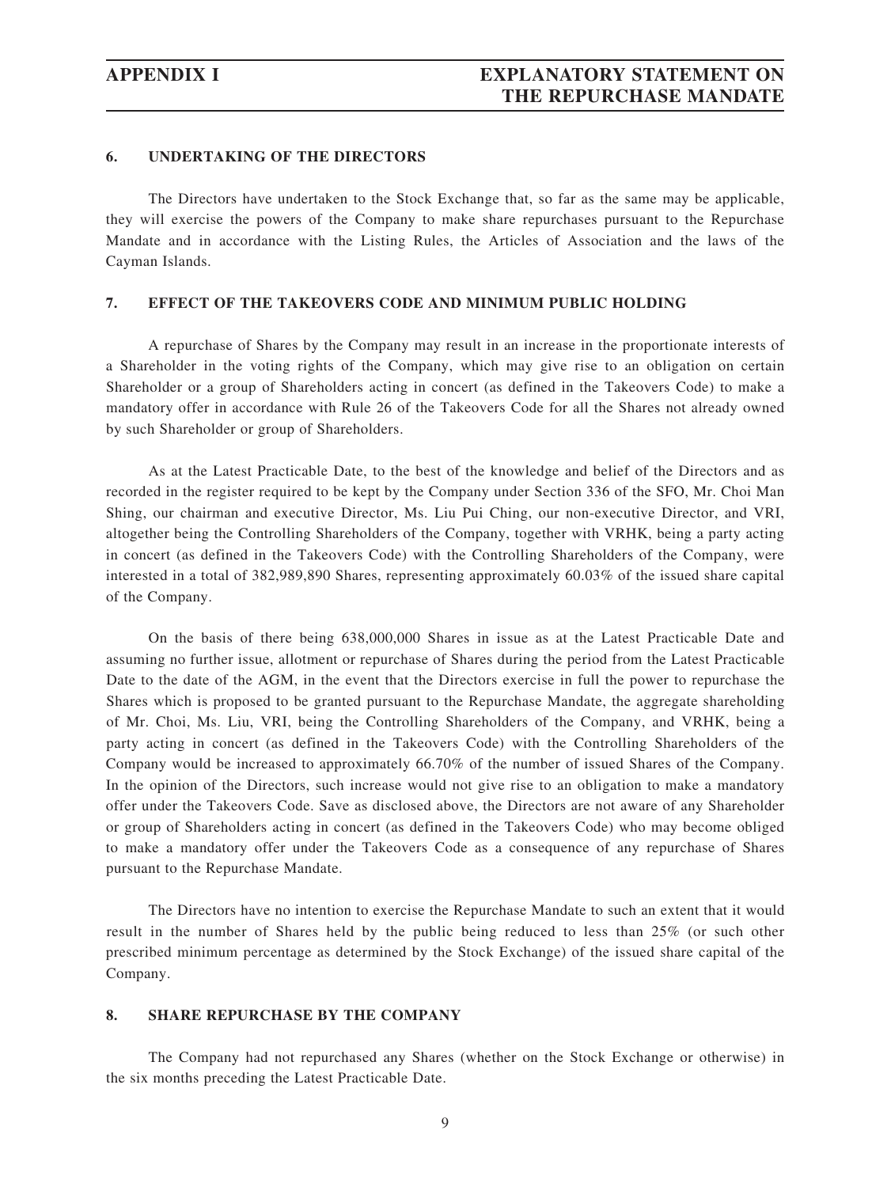## 6. UNDERTAKING OF THE DIRECTORS

The Directors have undertaken to the Stock Exchange that, so far as the same may be applicable, they will exercise the powers of the Company to make share repurchases pursuant to the Repurchase Mandate and in accordance with the Listing Rules, the Articles of Association and the laws of the Cayman Islands.

## 7. EFFECT OF THE TAKEOVERS CODE AND MINIMUM PUBLIC HOLDING

A repurchase of Shares by the Company may result in an increase in the proportionate interests of a Shareholder in the voting rights of the Company, which may give rise to an obligation on certain Shareholder or a group of Shareholders acting in concert (as defined in the Takeovers Code) to make a mandatory offer in accordance with Rule 26 of the Takeovers Code for all the Shares not already owned by such Shareholder or group of Shareholders.

As at the Latest Practicable Date, to the best of the knowledge and belief of the Directors and as recorded in the register required to be kept by the Company under Section 336 of the SFO, Mr. Choi Man Shing, our chairman and executive Director, Ms. Liu Pui Ching, our non-executive Director, and VRI, altogether being the Controlling Shareholders of the Company, together with VRHK, being a party acting in concert (as defined in the Takeovers Code) with the Controlling Shareholders of the Company, were interested in a total of 382,989,890 Shares, representing approximately 60.03% of the issued share capital of the Company.

On the basis of there being 638,000,000 Shares in issue as at the Latest Practicable Date and assuming no further issue, allotment or repurchase of Shares during the period from the Latest Practicable Date to the date of the AGM, in the event that the Directors exercise in full the power to repurchase the Shares which is proposed to be granted pursuant to the Repurchase Mandate, the aggregate shareholding of Mr. Choi, Ms. Liu, VRI, being the Controlling Shareholders of the Company, and VRHK, being a party acting in concert (as defined in the Takeovers Code) with the Controlling Shareholders of the Company would be increased to approximately 66.70% of the number of issued Shares of the Company. In the opinion of the Directors, such increase would not give rise to an obligation to make a mandatory offer under the Takeovers Code. Save as disclosed above, the Directors are not aware of any Shareholder or group of Shareholders acting in concert (as defined in the Takeovers Code) who may become obliged to make a mandatory offer under the Takeovers Code as a consequence of any repurchase of Shares pursuant to the Repurchase Mandate.

The Directors have no intention to exercise the Repurchase Mandate to such an extent that it would result in the number of Shares held by the public being reduced to less than 25% (or such other prescribed minimum percentage as determined by the Stock Exchange) of the issued share capital of the Company.

## 8. SHARE REPURCHASE BY THE COMPANY

The Company had not repurchased any Shares (whether on the Stock Exchange or otherwise) in the six months preceding the Latest Practicable Date.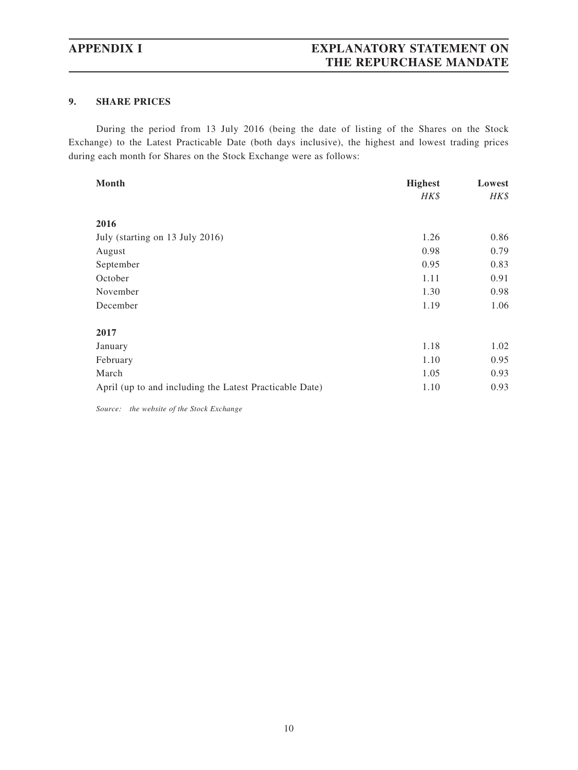## 9. SHARE PRICES

During the period from 13 July 2016 (being the date of listing of the Shares on the Stock Exchange) to the Latest Practicable Date (both days inclusive), the highest and lowest trading prices during each month for Shares on the Stock Exchange were as follows:

| Month | Highest | Lowest |
|---|---|---|
| | *HK$* | *HK$* |
| **2016** | | |
| July (starting on 13 July 2016) | 1.26 | 0.86 |
| August | 0.98 | 0.79 |
| September | 0.95 | 0.83 |
| October | 1.11 | 0.91 |
| November | 1.30 | 0.98 |
| December | 1.19 | 1.06 |
| **2017** | | |
| January | 1.18 | 1.02 |
| February | 1.10 | 0.95 |
| March | 1.05 | 0.93 |
| April (up to and including the Latest Practicable Date) | 1.10 | 0.93 |

*Source: the website of the Stock Exchange*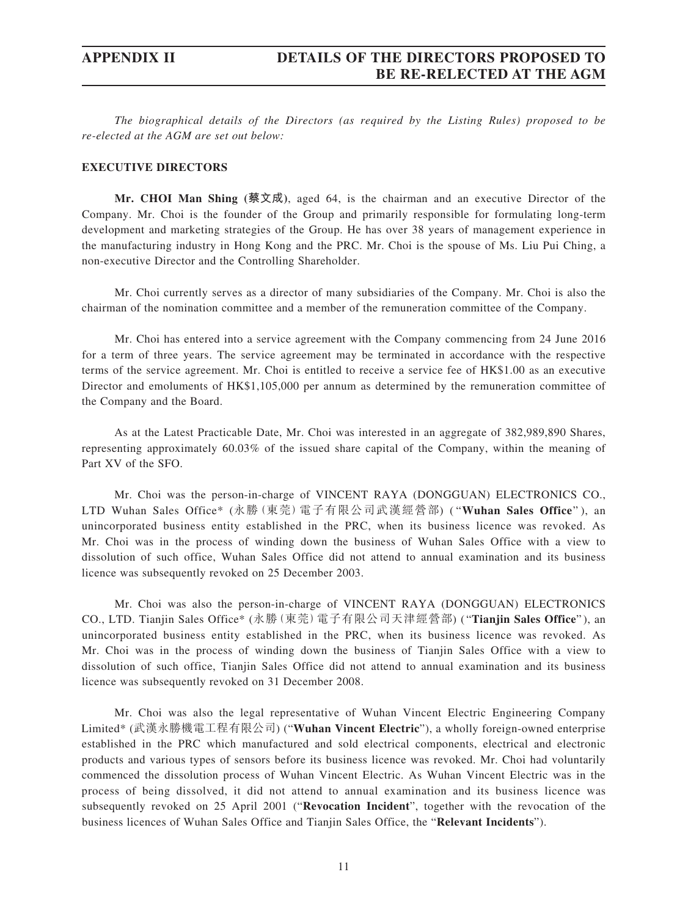The biographical details of the Directors (as required by the Listing Rules) proposed to be re-elected at the AGM are set out below:

**EXECUTIVE DIRECTORS**

**Mr. CHOI Man Shing (蔡文成)**, aged 64, is the chairman and an executive Director of the Company. Mr. Choi is the founder of the Group and primarily responsible for formulating long-term development and marketing strategies of the Group. He has over 38 years of management experience in the manufacturing industry in Hong Kong and the PRC. Mr. Choi is the spouse of Ms. Liu Pui Ching, a non-executive Director and the Controlling Shareholder.

Mr. Choi currently serves as a director of many subsidiaries of the Company. Mr. Choi is also the chairman of the nomination committee and a member of the remuneration committee of the Company.

Mr. Choi has entered into a service agreement with the Company commencing from 24 June 2016 for a term of three years. The service agreement may be terminated in accordance with the respective terms of the service agreement. Mr. Choi is entitled to receive a service fee of HK$1.00 as an executive Director and emoluments of HK$1,105,000 per annum as determined by the remuneration committee of the Company and the Board.

As at the Latest Practicable Date, Mr. Choi was interested in an aggregate of 382,989,890 Shares, representing approximately 60.03% of the issued share capital of the Company, within the meaning of Part XV of the SFO.

Mr. Choi was the person-in-charge of VINCENT RAYA (DONGGUAN) ELECTRONICS CO., LTD Wuhan Sales Office* (永勝(東莞)電子有限公司武漢經營部) ("**Wuhan Sales Office**"), an unincorporated business entity established in the PRC, when its business licence was revoked. As Mr. Choi was in the process of winding down the business of Wuhan Sales Office with a view to dissolution of such office, Wuhan Sales Office did not attend to annual examination and its business licence was subsequently revoked on 25 December 2003.

Mr. Choi was also the person-in-charge of VINCENT RAYA (DONGGUAN) ELECTRONICS CO., LTD. Tianjin Sales Office* (永勝(東莞)電子有限公司天津經營部) ("**Tianjin Sales Office**"), an unincorporated business entity established in the PRC, when its business licence was revoked. As Mr. Choi was in the process of winding down the business of Tianjin Sales Office with a view to dissolution of such office, Tianjin Sales Office did not attend to annual examination and its business licence was subsequently revoked on 31 December 2008.

Mr. Choi was also the legal representative of Wuhan Vincent Electric Engineering Company Limited* (武漢永勝機電工程有限公司) ("**Wuhan Vincent Electric**"), a wholly foreign-owned enterprise established in the PRC which manufactured and sold electrical components, electrical and electronic products and various types of sensors before its business licence was revoked. Mr. Choi had voluntarily commenced the dissolution process of Wuhan Vincent Electric. As Wuhan Vincent Electric was in the process of being dissolved, it did not attend to annual examination and its business licence was subsequently revoked on 25 April 2001 ("**Revocation Incident**", together with the revocation of the business licences of Wuhan Sales Office and Tianjin Sales Office, the "**Relevant Incidents**").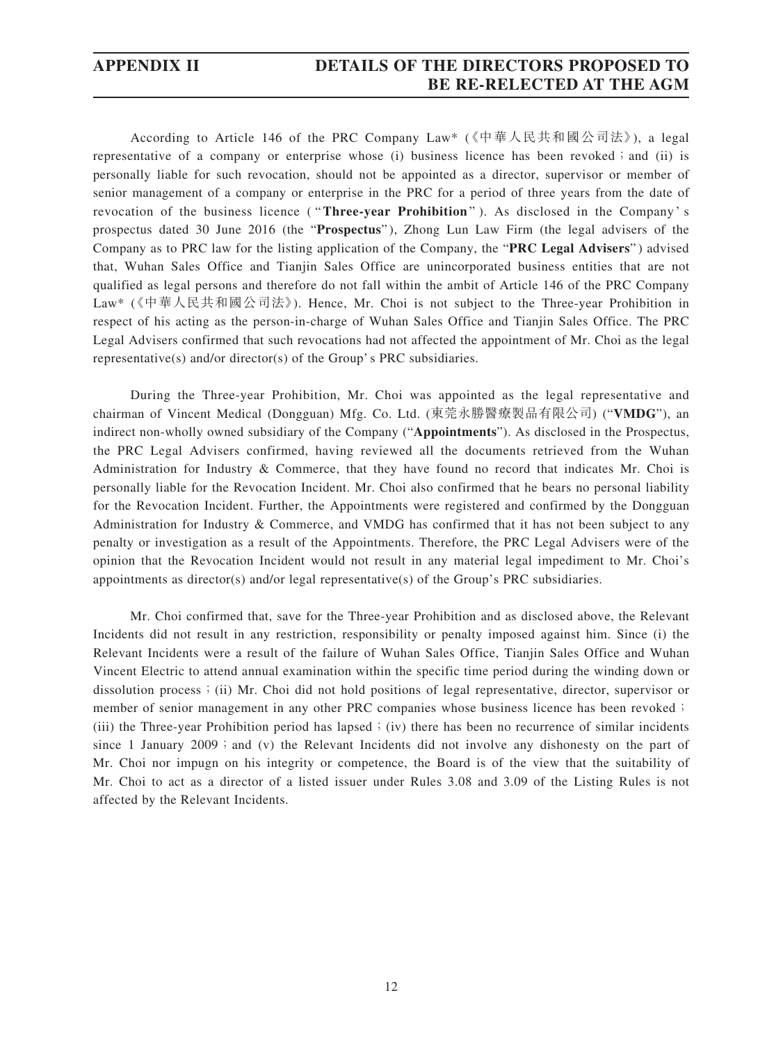According to Article 146 of the PRC Company Law* (《中華人民共和國公司法》), a legal representative of a company or enterprise whose (i) business licence has been revoked; and (ii) is personally liable for such revocation, should not be appointed as a director, supervisor or member of senior management of a company or enterprise in the PRC for a period of three years from the date of revocation of the business licence ("**Three-year Prohibition**"). As disclosed in the Company's prospectus dated 30 June 2016 (the "**Prospectus**"), Zhong Lun Law Firm (the legal advisers of the Company as to PRC law for the listing application of the Company, the "**PRC Legal Advisers**") advised that, Wuhan Sales Office and Tianjin Sales Office are unincorporated business entities that are not qualified as legal persons and therefore do not fall within the ambit of Article 146 of the PRC Company Law* (《中華人民共和國公司法》). Hence, Mr. Choi is not subject to the Three-year Prohibition in respect of his acting as the person-in-charge of Wuhan Sales Office and Tianjin Sales Office. The PRC Legal Advisers confirmed that such revocations had not affected the appointment of Mr. Choi as the legal representative(s) and/or director(s) of the Group's PRC subsidiaries.

During the Three-year Prohibition, Mr. Choi was appointed as the legal representative and chairman of Vincent Medical (Dongguan) Mfg. Co. Ltd. (東莞永勝醫療製品有限公司) ("**VMDG**"), an indirect non-wholly owned subsidiary of the Company ("**Appointments**"). As disclosed in the Prospectus, the PRC Legal Advisers confirmed, having reviewed all the documents retrieved from the Wuhan Administration for Industry & Commerce, that they have found no record that indicates Mr. Choi is personally liable for the Revocation Incident. Mr. Choi also confirmed that he bears no personal liability for the Revocation Incident. Further, the Appointments were registered and confirmed by the Dongguan Administration for Industry & Commerce, and VMDG has confirmed that it has not been subject to any penalty or investigation as a result of the Appointments. Therefore, the PRC Legal Advisers were of the opinion that the Revocation Incident would not result in any material legal impediment to Mr. Choi's appointments as director(s) and/or legal representative(s) of the Group's PRC subsidiaries.

Mr. Choi confirmed that, save for the Three-year Prohibition and as disclosed above, the Relevant Incidents did not result in any restriction, responsibility or penalty imposed against him. Since (i) the Relevant Incidents were a result of the failure of Wuhan Sales Office, Tianjin Sales Office and Wuhan Vincent Electric to attend annual examination within the specific time period during the winding down or dissolution process; (ii) Mr. Choi did not hold positions of legal representative, director, supervisor or member of senior management in any other PRC companies whose business licence has been revoked; (iii) the Three-year Prohibition period has lapsed; (iv) there has been no recurrence of similar incidents since 1 January 2009; and (v) the Relevant Incidents did not involve any dishonesty on the part of Mr. Choi nor impugn on his integrity or competence, the Board is of the view that the suitability of Mr. Choi to act as a director of a listed issuer under Rules 3.08 and 3.09 of the Listing Rules is not affected by the Relevant Incidents.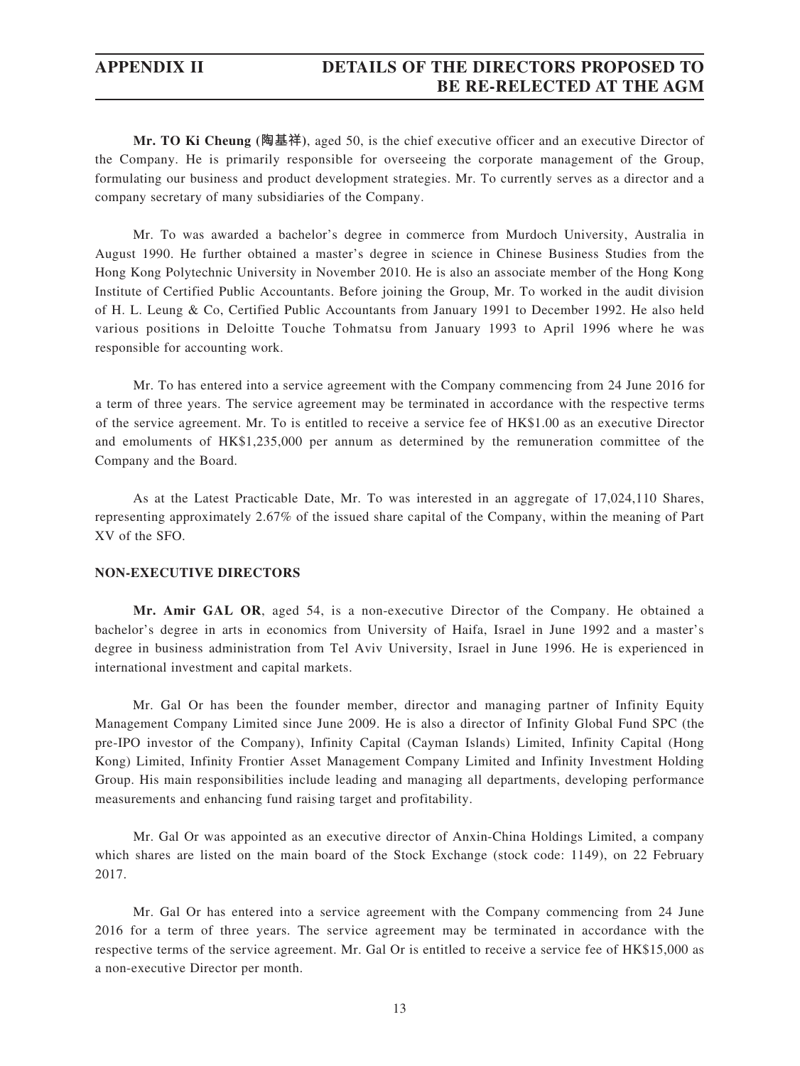**Mr. TO Ki Cheung (陶基祥)**, aged 50, is the chief executive officer and an executive Director of the Company. He is primarily responsible for overseeing the corporate management of the Group, formulating our business and product development strategies. Mr. To currently serves as a director and a company secretary of many subsidiaries of the Company.

Mr. To was awarded a bachelor's degree in commerce from Murdoch University, Australia in August 1990. He further obtained a master's degree in science in Chinese Business Studies from the Hong Kong Polytechnic University in November 2010. He is also an associate member of the Hong Kong Institute of Certified Public Accountants. Before joining the Group, Mr. To worked in the audit division of H. L. Leung & Co, Certified Public Accountants from January 1991 to December 1992. He also held various positions in Deloitte Touche Tohmatsu from January 1993 to April 1996 where he was responsible for accounting work.

Mr. To has entered into a service agreement with the Company commencing from 24 June 2016 for a term of three years. The service agreement may be terminated in accordance with the respective terms of the service agreement. Mr. To is entitled to receive a service fee of HK$1.00 as an executive Director and emoluments of HK$1,235,000 per annum as determined by the remuneration committee of the Company and the Board.

As at the Latest Practicable Date, Mr. To was interested in an aggregate of 17,024,110 Shares, representing approximately 2.67% of the issued share capital of the Company, within the meaning of Part XV of the SFO.

## NON-EXECUTIVE DIRECTORS

**Mr. Amir GAL OR**, aged 54, is a non-executive Director of the Company. He obtained a bachelor's degree in arts in economics from University of Haifa, Israel in June 1992 and a master's degree in business administration from Tel Aviv University, Israel in June 1996. He is experienced in international investment and capital markets.

Mr. Gal Or has been the founder member, director and managing partner of Infinity Equity Management Company Limited since June 2009. He is also a director of Infinity Global Fund SPC (the pre-IPO investor of the Company), Infinity Capital (Cayman Islands) Limited, Infinity Capital (Hong Kong) Limited, Infinity Frontier Asset Management Company Limited and Infinity Investment Holding Group. His main responsibilities include leading and managing all departments, developing performance measurements and enhancing fund raising target and profitability.

Mr. Gal Or was appointed as an executive director of Anxin-China Holdings Limited, a company which shares are listed on the main board of the Stock Exchange (stock code: 1149), on 22 February 2017.

Mr. Gal Or has entered into a service agreement with the Company commencing from 24 June 2016 for a term of three years. The service agreement may be terminated in accordance with the respective terms of the service agreement. Mr. Gal Or is entitled to receive a service fee of HK$15,000 as a non-executive Director per month.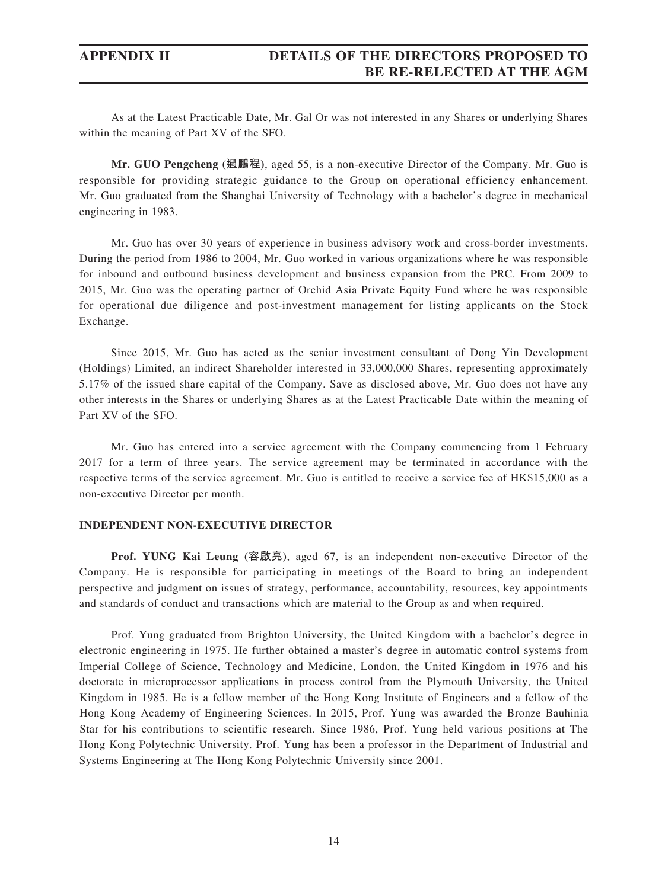As at the Latest Practicable Date, Mr. Gal Or was not interested in any Shares or underlying Shares within the meaning of Part XV of the SFO.

**Mr. GUO Pengcheng (過鵬程)**, aged 55, is a non-executive Director of the Company. Mr. Guo is responsible for providing strategic guidance to the Group on operational efficiency enhancement. Mr. Guo graduated from the Shanghai University of Technology with a bachelor's degree in mechanical engineering in 1983.

Mr. Guo has over 30 years of experience in business advisory work and cross-border investments. During the period from 1986 to 2004, Mr. Guo worked in various organizations where he was responsible for inbound and outbound business development and business expansion from the PRC. From 2009 to 2015, Mr. Guo was the operating partner of Orchid Asia Private Equity Fund where he was responsible for operational due diligence and post-investment management for listing applicants on the Stock Exchange.

Since 2015, Mr. Guo has acted as the senior investment consultant of Dong Yin Development (Holdings) Limited, an indirect Shareholder interested in 33,000,000 Shares, representing approximately 5.17% of the issued share capital of the Company. Save as disclosed above, Mr. Guo does not have any other interests in the Shares or underlying Shares as at the Latest Practicable Date within the meaning of Part XV of the SFO.

Mr. Guo has entered into a service agreement with the Company commencing from 1 February 2017 for a term of three years. The service agreement may be terminated in accordance with the respective terms of the service agreement. Mr. Guo is entitled to receive a service fee of HK$15,000 as a non-executive Director per month.

## INDEPENDENT NON-EXECUTIVE DIRECTOR

**Prof. YUNG Kai Leung (容啟亮)**, aged 67, is an independent non-executive Director of the Company. He is responsible for participating in meetings of the Board to bring an independent perspective and judgment on issues of strategy, performance, accountability, resources, key appointments and standards of conduct and transactions which are material to the Group as and when required.

Prof. Yung graduated from Brighton University, the United Kingdom with a bachelor's degree in electronic engineering in 1975. He further obtained a master's degree in automatic control systems from Imperial College of Science, Technology and Medicine, London, the United Kingdom in 1976 and his doctorate in microprocessor applications in process control from the Plymouth University, the United Kingdom in 1985. He is a fellow member of the Hong Kong Institute of Engineers and a fellow of the Hong Kong Academy of Engineering Sciences. In 2015, Prof. Yung was awarded the Bronze Bauhinia Star for his contributions to scientific research. Since 1986, Prof. Yung held various positions at The Hong Kong Polytechnic University. Prof. Yung has been a professor in the Department of Industrial and Systems Engineering at The Hong Kong Polytechnic University since 2001.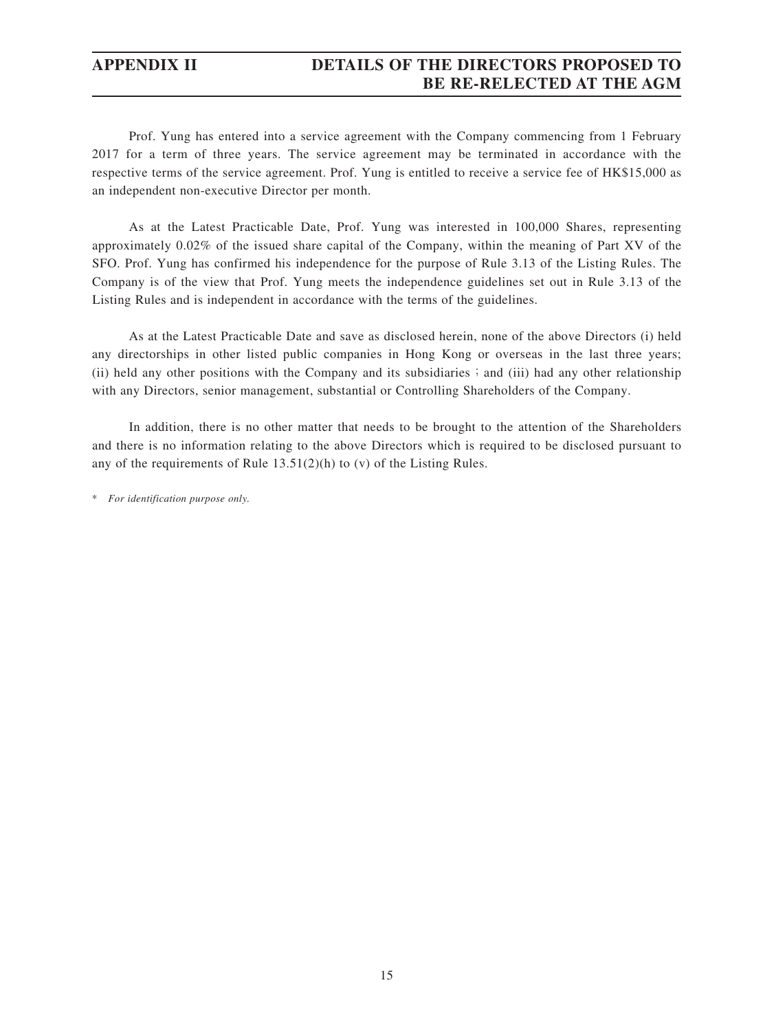Prof. Yung has entered into a service agreement with the Company commencing from 1 February 2017 for a term of three years. The service agreement may be terminated in accordance with the respective terms of the service agreement. Prof. Yung is entitled to receive a service fee of HK$15,000 as an independent non-executive Director per month.

As at the Latest Practicable Date, Prof. Yung was interested in 100,000 Shares, representing approximately 0.02% of the issued share capital of the Company, within the meaning of Part XV of the SFO. Prof. Yung has confirmed his independence for the purpose of Rule 3.13 of the Listing Rules. The Company is of the view that Prof. Yung meets the independence guidelines set out in Rule 3.13 of the Listing Rules and is independent in accordance with the terms of the guidelines.

As at the Latest Practicable Date and save as disclosed herein, none of the above Directors (i) held any directorships in other listed public companies in Hong Kong or overseas in the last three years; (ii) held any other positions with the Company and its subsidiaries； and (iii) had any other relationship with any Directors, senior management, substantial or Controlling Shareholders of the Company.

In addition, there is no other matter that needs to be brought to the attention of the Shareholders and there is no information relating to the above Directors which is required to be disclosed pursuant to any of the requirements of Rule 13.51(2)(h) to (v) of the Listing Rules.

\* *For identification purpose only.*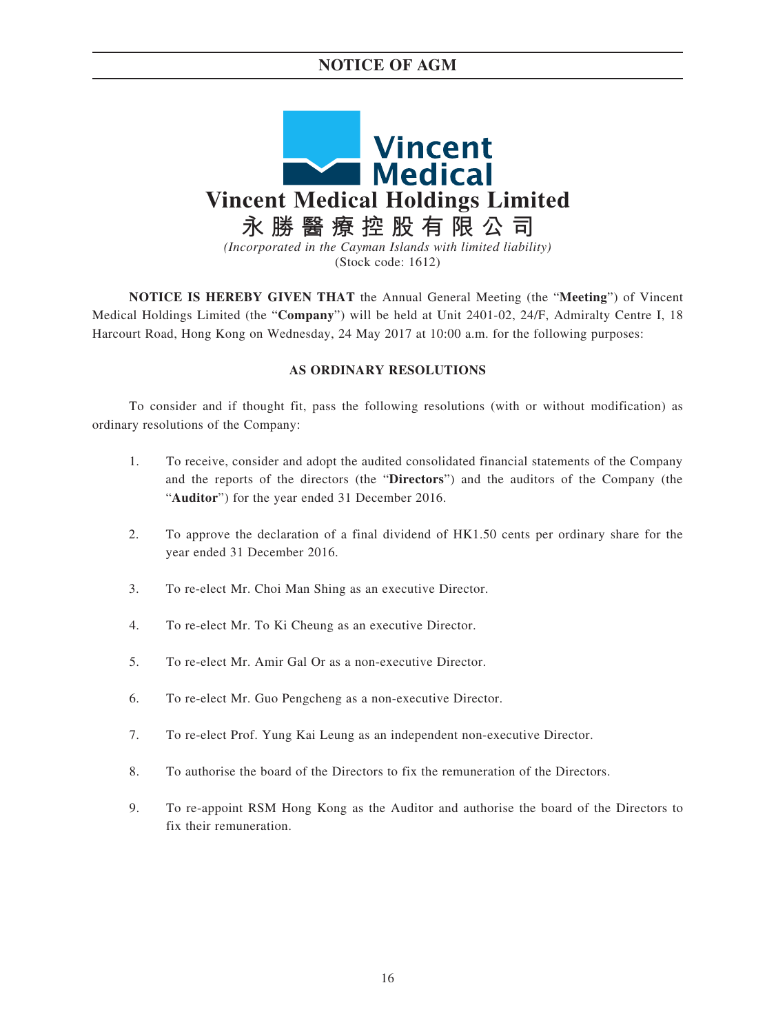# NOTICE OF AGM

**Vincent Medical Holdings Limited**
**永勝醫療控股有限公司**
*(Incorporated in the Cayman Islands with limited liability)*
(Stock code: 1612)

**NOTICE IS HEREBY GIVEN THAT** the Annual General Meeting (the "**Meeting**") of Vincent Medical Holdings Limited (the "**Company**") will be held at Unit 2401-02, 24/F, Admiralty Centre I, 18 Harcourt Road, Hong Kong on Wednesday, 24 May 2017 at 10:00 a.m. for the following purposes:

**AS ORDINARY RESOLUTIONS**

To consider and if thought fit, pass the following resolutions (with or without modification) as ordinary resolutions of the Company:

1. To receive, consider and adopt the audited consolidated financial statements of the Company and the reports of the directors (the "**Directors**") and the auditors of the Company (the "**Auditor**") for the year ended 31 December 2016.

2. To approve the declaration of a final dividend of HK1.50 cents per ordinary share for the year ended 31 December 2016.

3. To re-elect Mr. Choi Man Shing as an executive Director.

4. To re-elect Mr. To Ki Cheung as an executive Director.

5. To re-elect Mr. Amir Gal Or as a non-executive Director.

6. To re-elect Mr. Guo Pengcheng as a non-executive Director.

7. To re-elect Prof. Yung Kai Leung as an independent non-executive Director.

8. To authorise the board of the Directors to fix the remuneration of the Directors.

9. To re-appoint RSM Hong Kong as the Auditor and authorise the board of the Directors to fix their remuneration.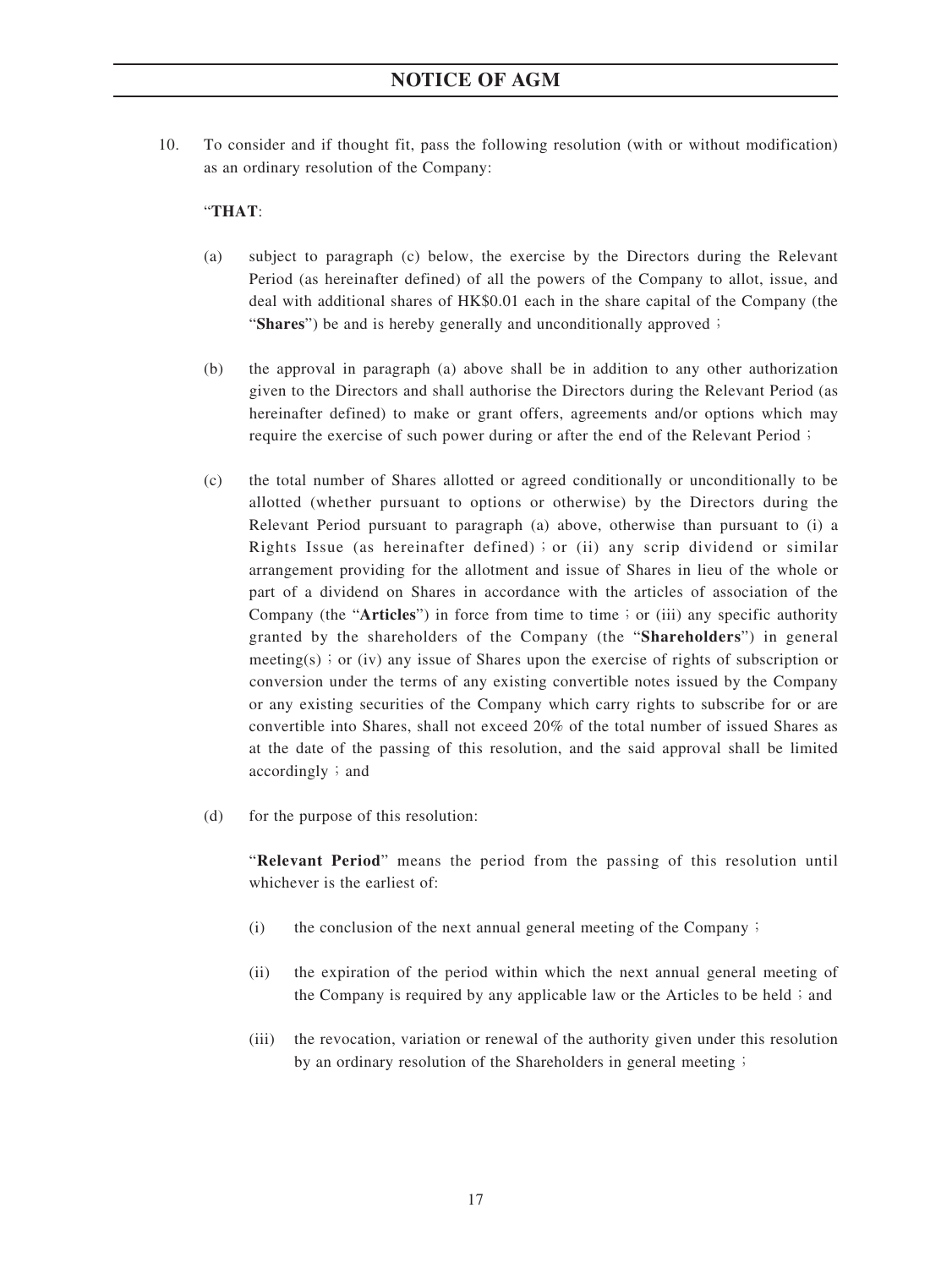10. To consider and if thought fit, pass the following resolution (with or without modification) as an ordinary resolution of the Company:

"**THAT**:

(a) subject to paragraph (c) below, the exercise by the Directors during the Relevant Period (as hereinafter defined) of all the powers of the Company to allot, issue, and deal with additional shares of HK$0.01 each in the share capital of the Company (the "**Shares**") be and is hereby generally and unconditionally approved；

(b) the approval in paragraph (a) above shall be in addition to any other authorization given to the Directors and shall authorise the Directors during the Relevant Period (as hereinafter defined) to make or grant offers, agreements and/or options which may require the exercise of such power during or after the end of the Relevant Period；

(c) the total number of Shares allotted or agreed conditionally or unconditionally to be allotted (whether pursuant to options or otherwise) by the Directors during the Relevant Period pursuant to paragraph (a) above, otherwise than pursuant to (i) a Rights Issue (as hereinafter defined)；or (ii) any scrip dividend or similar arrangement providing for the allotment and issue of Shares in lieu of the whole or part of a dividend on Shares in accordance with the articles of association of the Company (the "**Articles**") in force from time to time；or (iii) any specific authority granted by the shareholders of the Company (the "**Shareholders**") in general meeting(s)；or (iv) any issue of Shares upon the exercise of rights of subscription or conversion under the terms of any existing convertible notes issued by the Company or any existing securities of the Company which carry rights to subscribe for or are convertible into Shares, shall not exceed 20% of the total number of issued Shares as at the date of the passing of this resolution, and the said approval shall be limited accordingly；and

(d) for the purpose of this resolution:

"**Relevant Period**" means the period from the passing of this resolution until whichever is the earliest of:

(i) the conclusion of the next annual general meeting of the Company；

(ii) the expiration of the period within which the next annual general meeting of the Company is required by any applicable law or the Articles to be held；and

(iii) the revocation, variation or renewal of the authority given under this resolution by an ordinary resolution of the Shareholders in general meeting；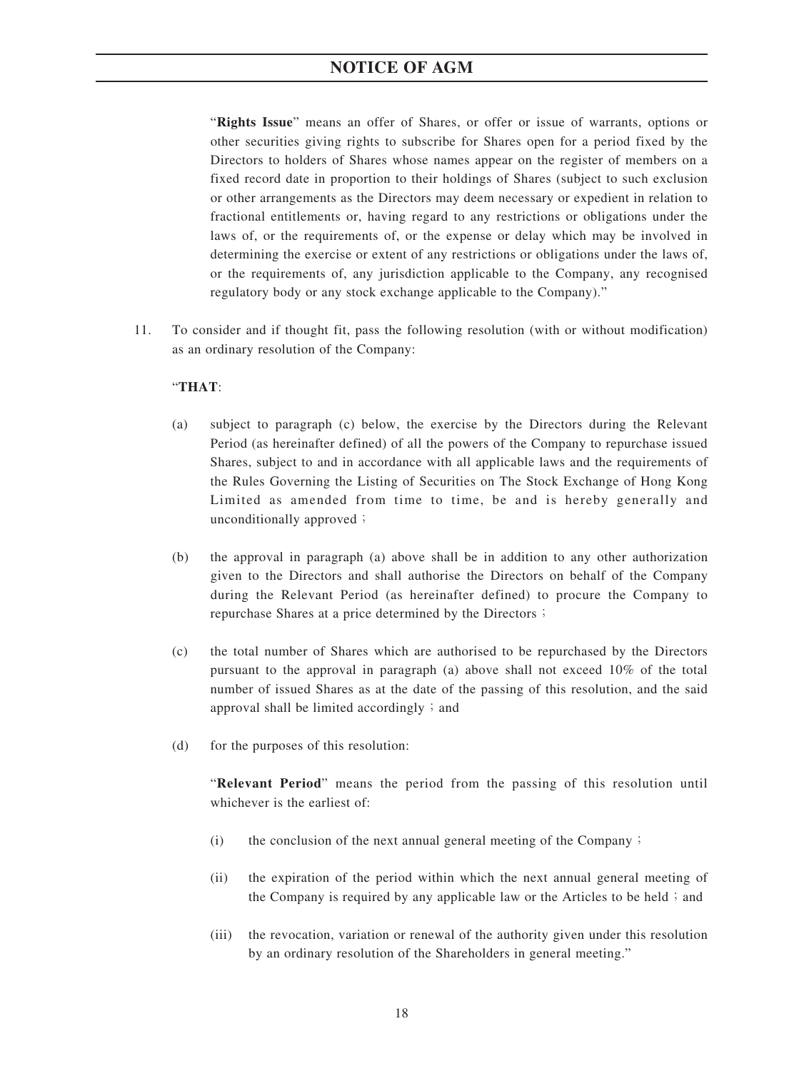"**Rights Issue**" means an offer of Shares, or offer or issue of warrants, options or other securities giving rights to subscribe for Shares open for a period fixed by the Directors to holders of Shares whose names appear on the register of members on a fixed record date in proportion to their holdings of Shares (subject to such exclusion or other arrangements as the Directors may deem necessary or expedient in relation to fractional entitlements or, having regard to any restrictions or obligations under the laws of, or the requirements of, or the expense or delay which may be involved in determining the exercise or extent of any restrictions or obligations under the laws of, or the requirements of, any jurisdiction applicable to the Company, any recognised regulatory body or any stock exchange applicable to the Company)."

11. To consider and if thought fit, pass the following resolution (with or without modification) as an ordinary resolution of the Company:

"**THAT**:

(a) subject to paragraph (c) below, the exercise by the Directors during the Relevant Period (as hereinafter defined) of all the powers of the Company to repurchase issued Shares, subject to and in accordance with all applicable laws and the requirements of the Rules Governing the Listing of Securities on The Stock Exchange of Hong Kong Limited as amended from time to time, be and is hereby generally and unconditionally approved；

(b) the approval in paragraph (a) above shall be in addition to any other authorization given to the Directors and shall authorise the Directors on behalf of the Company during the Relevant Period (as hereinafter defined) to procure the Company to repurchase Shares at a price determined by the Directors；

(c) the total number of Shares which are authorised to be repurchased by the Directors pursuant to the approval in paragraph (a) above shall not exceed 10% of the total number of issued Shares as at the date of the passing of this resolution, and the said approval shall be limited accordingly；and

(d) for the purposes of this resolution:

"**Relevant Period**" means the period from the passing of this resolution until whichever is the earliest of:

(i) the conclusion of the next annual general meeting of the Company；

(ii) the expiration of the period within which the next annual general meeting of the Company is required by any applicable law or the Articles to be held；and

(iii) the revocation, variation or renewal of the authority given under this resolution by an ordinary resolution of the Shareholders in general meeting."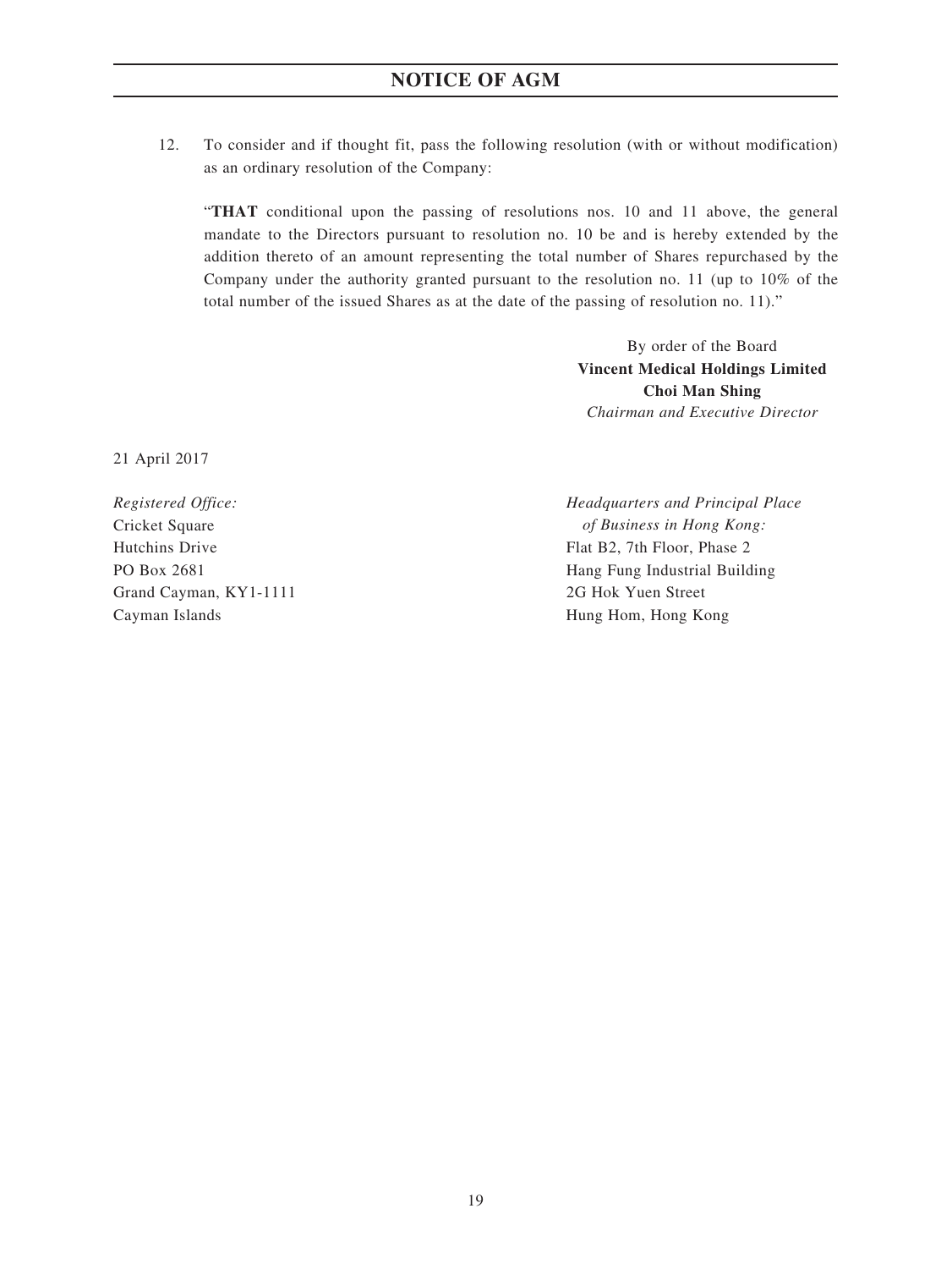12. To consider and if thought fit, pass the following resolution (with or without modification) as an ordinary resolution of the Company:

"**THAT** conditional upon the passing of resolutions nos. 10 and 11 above, the general mandate to the Directors pursuant to resolution no. 10 be and is hereby extended by the addition thereto of an amount representing the total number of Shares repurchased by the Company under the authority granted pursuant to the resolution no. 11 (up to 10% of the total number of the issued Shares as at the date of the passing of resolution no. 11)."

By order of the Board
**Vincent Medical Holdings Limited**
**Choi Man Shing**
*Chairman and Executive Director*

21 April 2017

*Registered Office:*
Cricket Square
Hutchins Drive
PO Box 2681
Grand Cayman, KY1-1111
Cayman Islands

*Headquarters and Principal Place of Business in Hong Kong:*
Flat B2, 7th Floor, Phase 2
Hang Fung Industrial Building
2G Hok Yuen Street
Hung Hom, Hong Kong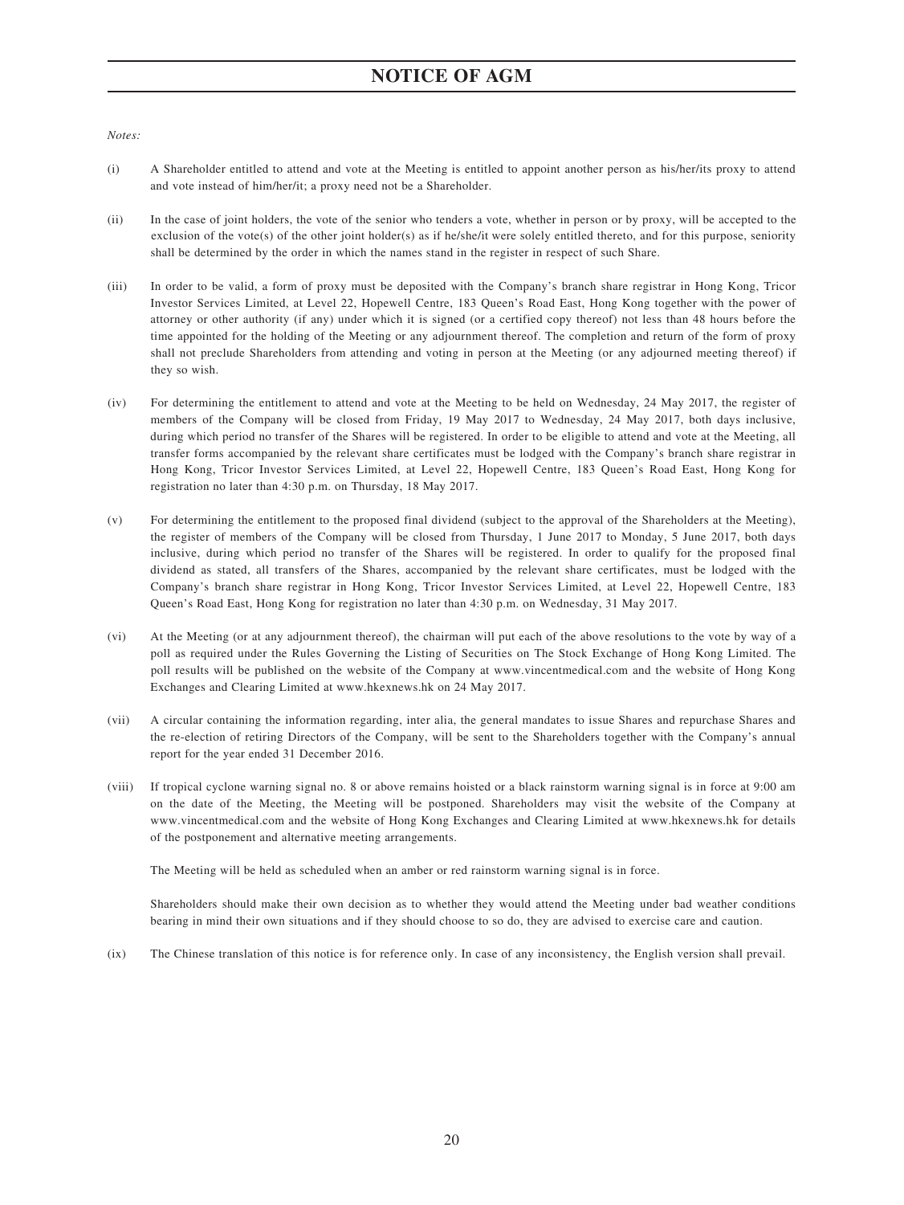# NOTICE OF AGM

*Notes:*

(i) A Shareholder entitled to attend and vote at the Meeting is entitled to appoint another person as his/her/its proxy to attend and vote instead of him/her/it; a proxy need not be a Shareholder.

(ii) In the case of joint holders, the vote of the senior who tenders a vote, whether in person or by proxy, will be accepted to the exclusion of the vote(s) of the other joint holder(s) as if he/she/it were solely entitled thereto, and for this purpose, seniority shall be determined by the order in which the names stand in the register in respect of such Share.

(iii) In order to be valid, a form of proxy must be deposited with the Company's branch share registrar in Hong Kong, Tricor Investor Services Limited, at Level 22, Hopewell Centre, 183 Queen's Road East, Hong Kong together with the power of attorney or other authority (if any) under which it is signed (or a certified copy thereof) not less than 48 hours before the time appointed for the holding of the Meeting or any adjournment thereof. The completion and return of the form of proxy shall not preclude Shareholders from attending and voting in person at the Meeting (or any adjourned meeting thereof) if they so wish.

(iv) For determining the entitlement to attend and vote at the Meeting to be held on Wednesday, 24 May 2017, the register of members of the Company will be closed from Friday, 19 May 2017 to Wednesday, 24 May 2017, both days inclusive, during which period no transfer of the Shares will be registered. In order to be eligible to attend and vote at the Meeting, all transfer forms accompanied by the relevant share certificates must be lodged with the Company's branch share registrar in Hong Kong, Tricor Investor Services Limited, at Level 22, Hopewell Centre, 183 Queen's Road East, Hong Kong for registration no later than 4:30 p.m. on Thursday, 18 May 2017.

(v) For determining the entitlement to the proposed final dividend (subject to the approval of the Shareholders at the Meeting), the register of members of the Company will be closed from Thursday, 1 June 2017 to Monday, 5 June 2017, both days inclusive, during which period no transfer of the Shares will be registered. In order to qualify for the proposed final dividend as stated, all transfers of the Shares, accompanied by the relevant share certificates, must be lodged with the Company's branch share registrar in Hong Kong, Tricor Investor Services Limited, at Level 22, Hopewell Centre, 183 Queen's Road East, Hong Kong for registration no later than 4:30 p.m. on Wednesday, 31 May 2017.

(vi) At the Meeting (or at any adjournment thereof), the chairman will put each of the above resolutions to the vote by way of a poll as required under the Rules Governing the Listing of Securities on The Stock Exchange of Hong Kong Limited. The poll results will be published on the website of the Company at www.vincentmedical.com and the website of Hong Kong Exchanges and Clearing Limited at www.hkexnews.hk on 24 May 2017.

(vii) A circular containing the information regarding, inter alia, the general mandates to issue Shares and repurchase Shares and the re-election of retiring Directors of the Company, will be sent to the Shareholders together with the Company's annual report for the year ended 31 December 2016.

(viii) If tropical cyclone warning signal no. 8 or above remains hoisted or a black rainstorm warning signal is in force at 9:00 am on the date of the Meeting, the Meeting will be postponed. Shareholders may visit the website of the Company at www.vincentmedical.com and the website of Hong Kong Exchanges and Clearing Limited at www.hkexnews.hk for details of the postponement and alternative meeting arrangements.

The Meeting will be held as scheduled when an amber or red rainstorm warning signal is in force.

Shareholders should make their own decision as to whether they would attend the Meeting under bad weather conditions bearing in mind their own situations and if they should choose to so do, they are advised to exercise care and caution.

(ix) The Chinese translation of this notice is for reference only. In case of any inconsistency, the English version shall prevail.